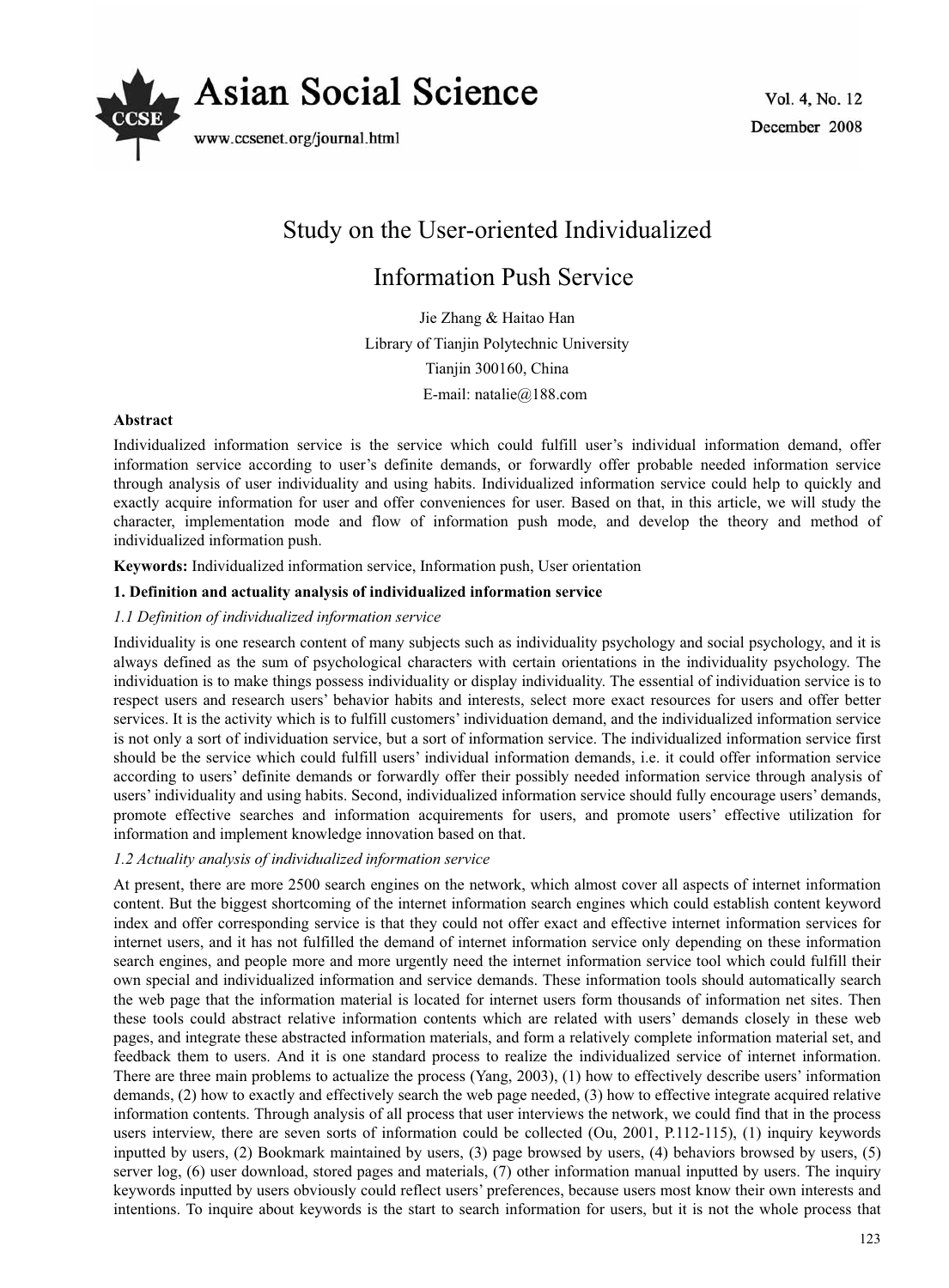# Study on the User-oriented Individualized Information Push Service

Jie Zhang & Haitao Han

Library of Tianjin Polytechnic University

Tianjin 300160, China

E-mail: natalie@188.com

**Abstract**

Individualized information service is the service which could fulfill user's individual information demand, offer information service according to user's definite demands, or forwardly offer probable needed information service through analysis of user individuality and using habits. Individualized information service could help to quickly and exactly acquire information for user and offer conveniences for user. Based on that, in this article, we will study the character, implementation mode and flow of information push mode, and develop the theory and method of individualized information push.

**Keywords:** Individualized information service, Information push, User orientation

### 1. Definition and actuality analysis of individualized information service

#### *1.1 Definition of individualized information service*

Individuality is one research content of many subjects such as individuality psychology and social psychology, and it is always defined as the sum of psychological characters with certain orientations in the individuality psychology. The individuation is to make things possess individuality or display individuality. The essential of individuation service is to respect users and research users' behavior habits and interests, select more exact resources for users and offer better services. It is the activity which is to fulfill customers' individuation demand, and the individualized information service is not only a sort of individuation service, but a sort of information service. The individualized information service first should be the service which could fulfill users' individual information demands, i.e. it could offer information service according to users' definite demands or forwardly offer their possibly needed information service through analysis of users' individuality and using habits. Second, individualized information service should fully encourage users' demands, promote effective searches and information acquirements for users, and promote users' effective utilization for information and implement knowledge innovation based on that.

#### *1.2 Actuality analysis of individualized information service*

At present, there are more 2500 search engines on the network, which almost cover all aspects of internet information content. But the biggest shortcoming of the internet information search engines which could establish content keyword index and offer corresponding service is that they could not offer exact and effective internet information services for internet users, and it has not fulfilled the demand of internet information service only depending on these information search engines, and people more and more urgently need the internet information service tool which could fulfill their own special and individualized information and service demands. These information tools should automatically search the web page that the information material is located for internet users form thousands of information net sites. Then these tools could abstract relative information contents which are related with users' demands closely in these web pages, and integrate these abstracted information materials, and form a relatively complete information material set, and feedback them to users. And it is one standard process to realize the individualized service of internet information. There are three main problems to actualize the process (Yang, 2003), (1) how to effectively describe users' information demands, (2) how to exactly and effectively search the web page needed, (3) how to effective integrate acquired relative information contents. Through analysis of all process that user interviews the network, we could find that in the process users interview, there are seven sorts of information could be collected (Ou, 2001, P.112-115), (1) inquiry keywords inputted by users, (2) Bookmark maintained by users, (3) page browsed by users, (4) behaviors browsed by users, (5) server log, (6) user download, stored pages and materials, (7) other information manual inputted by users. The inquiry keywords inputted by users obviously could reflect users' preferences, because users most know their own interests and intentions. To inquire about keywords is the start to search information for users, but it is not the whole process that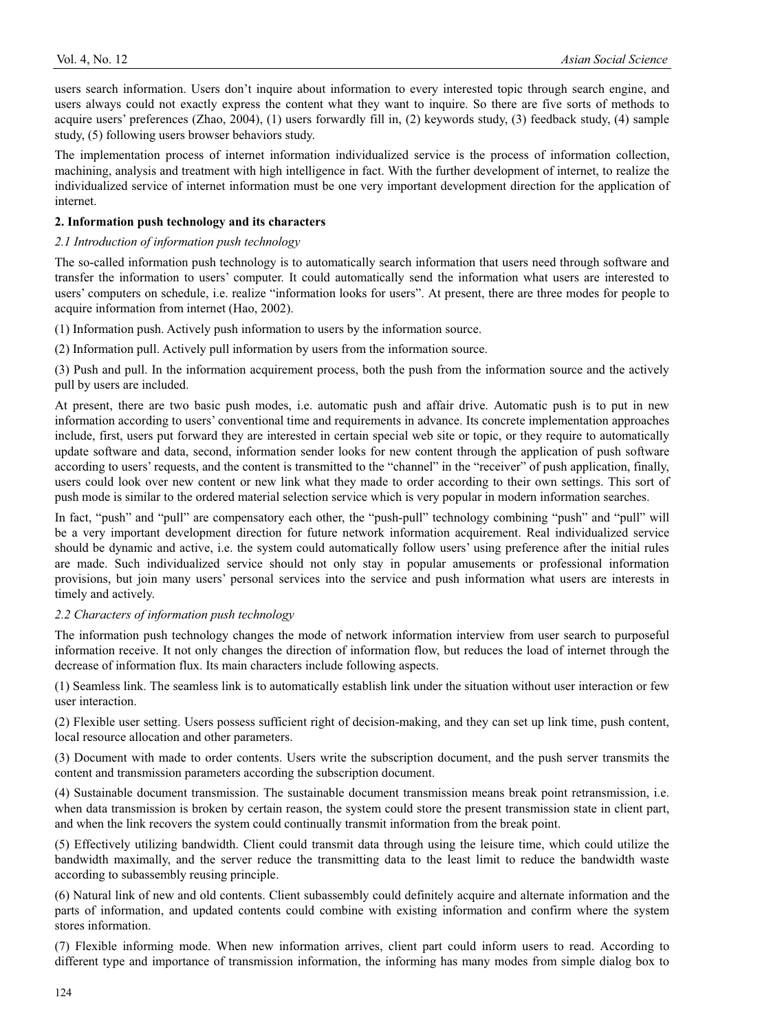users search information. Users don't inquire about information to every interested topic through search engine, and users always could not exactly express the content what they want to inquire. So there are five sorts of methods to acquire users' preferences (Zhao, 2004), (1) users forwardly fill in, (2) keywords study, (3) feedback study, (4) sample study, (5) following users browser behaviors study.

The implementation process of internet information individualized service is the process of information collection, machining, analysis and treatment with high intelligence in fact. With the further development of internet, to realize the individualized service of internet information must be one very important development direction for the application of internet.

## 2. Information push technology and its characters

### *2.1 Introduction of information push technology*

The so-called information push technology is to automatically search information that users need through software and transfer the information to users' computer. It could automatically send the information what users are interested to users' computers on schedule, i.e. realize "information looks for users". At present, there are three modes for people to acquire information from internet (Hao, 2002).

(1) Information push. Actively push information to users by the information source.

(2) Information pull. Actively pull information by users from the information source.

(3) Push and pull. In the information acquirement process, both the push from the information source and the actively pull by users are included.

At present, there are two basic push modes, i.e. automatic push and affair drive. Automatic push is to put in new information according to users' conventional time and requirements in advance. Its concrete implementation approaches include, first, users put forward they are interested in certain special web site or topic, or they require to automatically update software and data, second, information sender looks for new content through the application of push software according to users' requests, and the content is transmitted to the "channel" in the "receiver" of push application, finally, users could look over new content or new link what they made to order according to their own settings. This sort of push mode is similar to the ordered material selection service which is very popular in modern information searches.

In fact, "push" and "pull" are compensatory each other, the "push-pull" technology combining "push" and "pull" will be a very important development direction for future network information acquirement. Real individualized service should be dynamic and active, i.e. the system could automatically follow users' using preference after the initial rules are made. Such individualized service should not only stay in popular amusements or professional information provisions, but join many users' personal services into the service and push information what users are interests in timely and actively.

### *2.2 Characters of information push technology*

The information push technology changes the mode of network information interview from user search to purposeful information receive. It not only changes the direction of information flow, but reduces the load of internet through the decrease of information flux. Its main characters include following aspects.

(1) Seamless link. The seamless link is to automatically establish link under the situation without user interaction or few user interaction.

(2) Flexible user setting. Users possess sufficient right of decision-making, and they can set up link time, push content, local resource allocation and other parameters.

(3) Document with made to order contents. Users write the subscription document, and the push server transmits the content and transmission parameters according the subscription document.

(4) Sustainable document transmission. The sustainable document transmission means break point retransmission, i.e. when data transmission is broken by certain reason, the system could store the present transmission state in client part, and when the link recovers the system could continually transmit information from the break point.

(5) Effectively utilizing bandwidth. Client could transmit data through using the leisure time, which could utilize the bandwidth maximally, and the server reduce the transmitting data to the least limit to reduce the bandwidth waste according to subassembly reusing principle.

(6) Natural link of new and old contents. Client subassembly could definitely acquire and alternate information and the parts of information, and updated contents could combine with existing information and confirm where the system stores information.

(7) Flexible informing mode. When new information arrives, client part could inform users to read. According to different type and importance of transmission information, the informing has many modes from simple dialog box to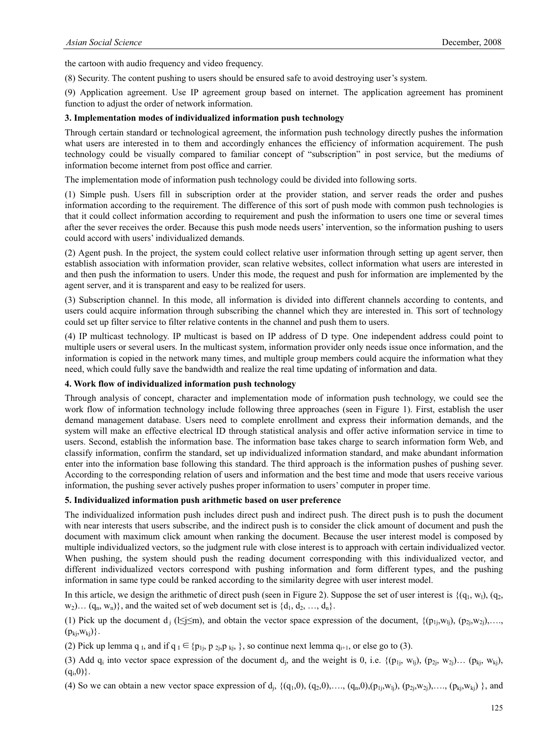the cartoon with audio frequency and video frequency.

(8) Security. The content pushing to users should be ensured safe to avoid destroying user's system.

(9) Application agreement. Use IP agreement group based on internet. The application agreement has prominent function to adjust the order of network information.

**3. Implementation modes of individualized information push technology**

Through certain standard or technological agreement, the information push technology directly pushes the information what users are interested in to them and accordingly enhances the efficiency of information acquirement. The push technology could be visually compared to familiar concept of "subscription" in post service, but the mediums of information become internet from post office and carrier.

The implementation mode of information push technology could be divided into following sorts.

(1) Simple push. Users fill in subscription order at the provider station, and server reads the order and pushes information according to the requirement. The difference of this sort of push mode with common push technologies is that it could collect information according to requirement and push the information to users one time or several times after the sever receives the order. Because this push mode needs users' intervention, so the information pushing to users could accord with users' individualized demands.

(2) Agent push. In the project, the system could collect relative user information through setting up agent server, then establish association with information provider, scan relative websites, collect information what users are interested in and then push the information to users. Under this mode, the request and push for information are implemented by the agent server, and it is transparent and easy to be realized for users.

(3) Subscription channel. In this mode, all information is divided into different channels according to contents, and users could acquire information through subscribing the channel which they are interested in. This sort of technology could set up filter service to filter relative contents in the channel and push them to users.

(4) IP multicast technology. IP multicast is based on IP address of D type. One independent address could point to multiple users or several users. In the multicast system, information provider only needs issue once information, and the information is copied in the network many times, and multiple group members could acquire the information what they need, which could fully save the bandwidth and realize the real time updating of information and data.

**4. Work flow of individualized information push technology**

Through analysis of concept, character and implementation mode of information push technology, we could see the work flow of information technology include following three approaches (seen in Figure 1). First, establish the user demand management database. Users need to complete enrollment and express their information demands, and the system will make an effective electrical ID through statistical analysis and offer active information service in time to users. Second, establish the information base. The information base takes charge to search information form Web, and classify information, confirm the standard, set up individualized information standard, and make abundant information enter into the information base following this standard. The third approach is the information pushes of pushing sever. According to the corresponding relation of users and information and the best time and mode that users receive various information, the pushing sever actively pushes proper information to users' computer in proper time.

**5. Individualized information push arithmetic based on user preference**

The individualized information push includes direct push and indirect push. The direct push is to push the document with near interests that users subscribe, and the indirect push is to consider the click amount of document and push the document with maximum click amount when ranking the document. Because the user interest model is composed by multiple individualized vectors, so the judgment rule with close interest is to approach with certain individualized vector. When pushing, the system should push the reading document corresponding with this individualized vector, and different individualized vectors correspond with pushing information and form different types, and the pushing information in same type could be ranked according to the similarity degree with user interest model.

In this article, we design the arithmetic of direct push (seen in Figure 2). Suppose the set of user interest is $\{(q_1, w_l), (q_2, w_2)\ldots (q_n, w_n)\}$, and the waited set of web document set is $\{d_1, d_2, \ldots, d_n\}$.

(1) Pick up the document $d_j$ ($l \leq j \leq m$), and obtain the vector space expression of the document, $\{(p_{1j},w_{lj}), (p_{2j},w_{2j}),\ldots, (p_{kj},w_{kj})\}$.

(2) Pick up lemma $q_I$, and if $q_I \in \{p_{1j}, p_{2j}, p_{kj}, \}$, so continue next lemma $q_{i+1}$, or else go to (3).

(3) Add $q_i$ into vector space expression of the document $d_j$, and the weight is 0, i.e. $\{(p_{1j}, w_{lj}), (p_{2j}, w_{2j})\ldots (p_{kj}, w_{kj}), (q_i,0)\}$.

(4) So we can obtain a new vector space expression of $d_j$, $\{(q_1,0), (q_2,0),\ldots, (q_n,0),(p_{1j},w_{lj}), (p_{2j},w_{2j}),\ldots, (p_{kj},w_{kj})\}$, and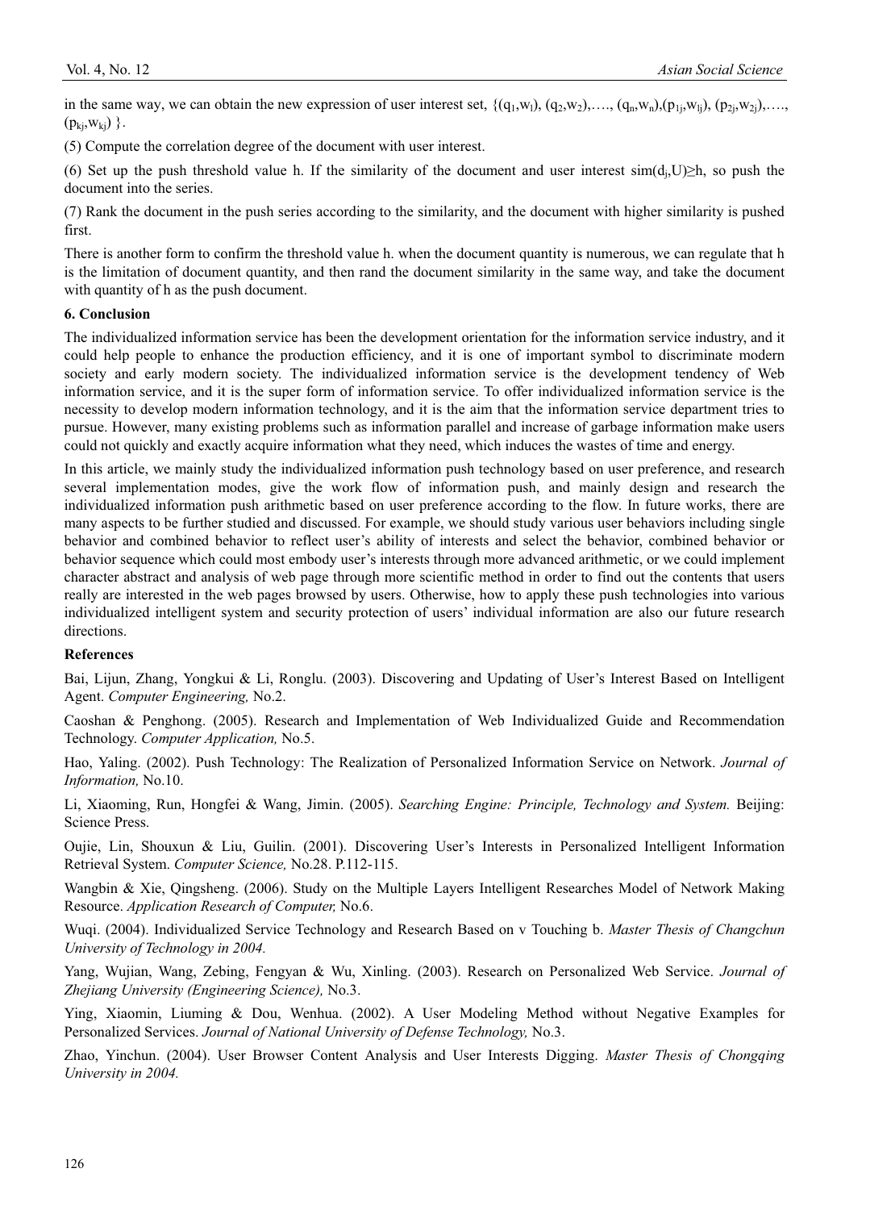in the same way, we can obtain the new expression of user interest set, $\{(q_1,w_1), (q_2,w_2),\ldots, (q_n,w_n),(p_{1j},w_{1j}), (p_{2j},w_{2j}),\ldots, (p_{kj},w_{kj})\}$.

(5) Compute the correlation degree of the document with user interest.

(6) Set up the push threshold value h. If the similarity of the document and user interest $sim(d_j,U)\geq h$, so push the document into the series.

(7) Rank the document in the push series according to the similarity, and the document with higher similarity is pushed first.

There is another form to confirm the threshold value h. when the document quantity is numerous, we can regulate that h is the limitation of document quantity, and then rand the document similarity in the same way, and take the document with quantity of h as the push document.

## 6. Conclusion

The individualized information service has been the development orientation for the information service industry, and it could help people to enhance the production efficiency, and it is one of important symbol to discriminate modern society and early modern society. The individualized information service is the development tendency of Web information service, and it is the super form of information service. To offer individualized information service is the necessity to develop modern information technology, and it is the aim that the information service department tries to pursue. However, many existing problems such as information parallel and increase of garbage information make users could not quickly and exactly acquire information what they need, which induces the wastes of time and energy.

In this article, we mainly study the individualized information push technology based on user preference, and research several implementation modes, give the work flow of information push, and mainly design and research the individualized information push arithmetic based on user preference according to the flow. In future works, there are many aspects to be further studied and discussed. For example, we should study various user behaviors including single behavior and combined behavior to reflect user's ability of interests and select the behavior, combined behavior or behavior sequence which could most embody user's interests through more advanced arithmetic, or we could implement character abstract and analysis of web page through more scientific method in order to find out the contents that users really are interested in the web pages browsed by users. Otherwise, how to apply these push technologies into various individualized intelligent system and security protection of users' individual information are also our future research directions.

## References

Bai, Lijun, Zhang, Yongkui & Li, Ronglu. (2003). Discovering and Updating of User's Interest Based on Intelligent Agent. *Computer Engineering,* No.2.

Caoshan & Penghong. (2005). Research and Implementation of Web Individualized Guide and Recommendation Technology. *Computer Application,* No.5.

Hao, Yaling. (2002). Push Technology: The Realization of Personalized Information Service on Network. *Journal of Information,* No.10.

Li, Xiaoming, Run, Hongfei & Wang, Jimin. (2005). *Searching Engine: Principle, Technology and System.* Beijing: Science Press.

Oujie, Lin, Shouxun & Liu, Guilin. (2001). Discovering User's Interests in Personalized Intelligent Information Retrieval System. *Computer Science,* No.28. P.112-115.

Wangbin & Xie, Qingsheng. (2006). Study on the Multiple Layers Intelligent Researches Model of Network Making Resource. *Application Research of Computer,* No.6.

Wuqi. (2004). Individualized Service Technology and Research Based on v Touching b. *Master Thesis of Changchun University of Technology in 2004.*

Yang, Wujian, Wang, Zebing, Fengyan & Wu, Xinling. (2003). Research on Personalized Web Service. *Journal of Zhejiang University (Engineering Science),* No.3.

Ying, Xiaomin, Liuming & Dou, Wenhua. (2002). A User Modeling Method without Negative Examples for Personalized Services. *Journal of National University of Defense Technology,* No.3.

Zhao, Yinchun. (2004). User Browser Content Analysis and User Interests Digging. *Master Thesis of Chongqing University in 2004.*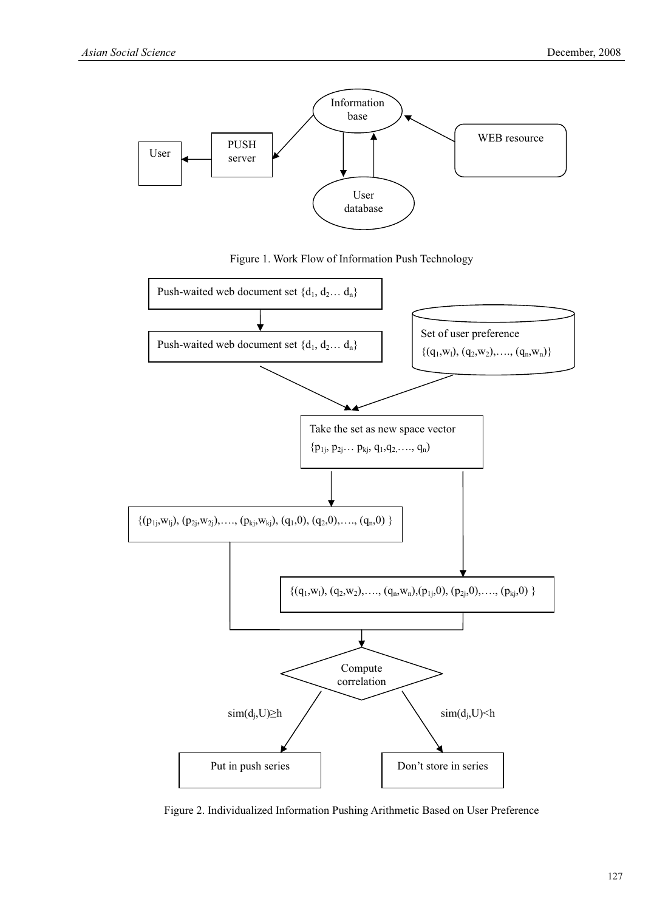Information base

PUSH server

User

WEB resource

User database

Figure 1. Work Flow of Information Push Technology

Push-waited web document set $\{d_1, d_2 \ldots d_n\}$

Push-waited web document set $\{d_1, d_2 \ldots d_n\}$

Set of user preference $\{(q_1,w_1), (q_2,w_2),\ldots, (q_n,w_n)\}$

Take the set as new space vector $\{p_{1j}, p_{2j} \ldots p_{kj}, q_1,q_2,\ldots, q_n)$

$\{(p_{1j},w_{1j}), (p_{2j},w_{2j}),\ldots, (p_{kj},w_{kj}), (q_1,0), (q_2,0),\ldots, (q_n,0)\}$

$\{(q_1,w_1), (q_2,w_2),\ldots, (q_n,w_n),(p_{1j},0), (p_{2j},0),\ldots, (p_{kj},0)\}$

Compute correlation

$sim(d_j,U) \geq h$

$sim(d_j,U) < h$

Put in push series

Don't store in series

Figure 2. Individualized Information Pushing Arithmetic Based on User Preference